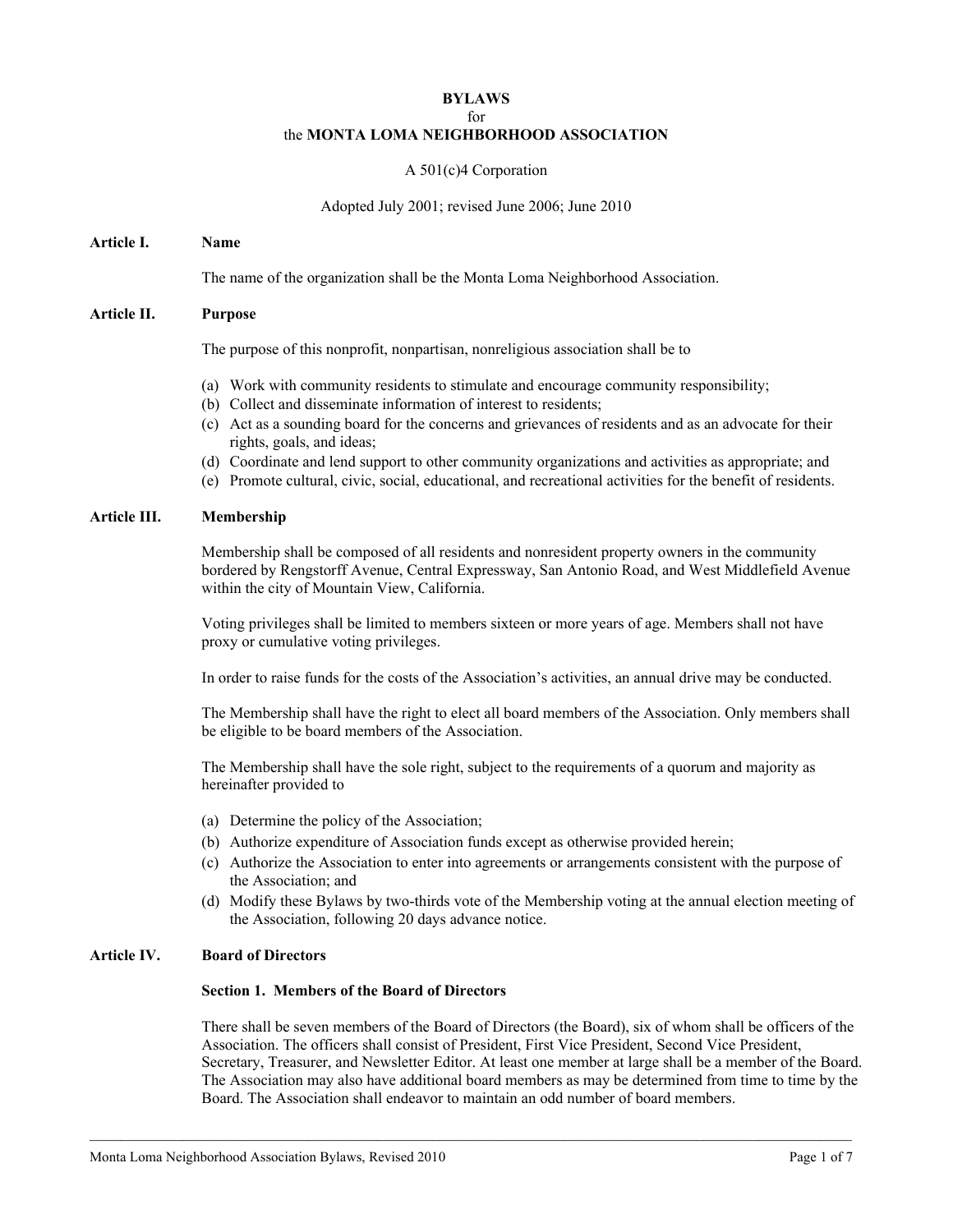**BYLAWS**
for
the **MONTA LOMA NEIGHBORHOOD ASSOCIATION**

A 501(c)4 Corporation

Adopted July 2001; revised June 2006; June 2010

## Article I. Name

The name of the organization shall be the Monta Loma Neighborhood Association.

## Article II. Purpose

The purpose of this nonprofit, nonpartisan, nonreligious association shall be to

(a) Work with community residents to stimulate and encourage community responsibility;
(b) Collect and disseminate information of interest to residents;
(c) Act as a sounding board for the concerns and grievances of residents and as an advocate for their rights, goals, and ideas;
(d) Coordinate and lend support to other community organizations and activities as appropriate; and
(e) Promote cultural, civic, social, educational, and recreational activities for the benefit of residents.

## Article III. Membership

Membership shall be composed of all residents and nonresident property owners in the community bordered by Rengstorff Avenue, Central Expressway, San Antonio Road, and West Middlefield Avenue within the city of Mountain View, California.

Voting privileges shall be limited to members sixteen or more years of age. Members shall not have proxy or cumulative voting privileges.

In order to raise funds for the costs of the Association's activities, an annual drive may be conducted.

The Membership shall have the right to elect all board members of the Association. Only members shall be eligible to be board members of the Association.

The Membership shall have the sole right, subject to the requirements of a quorum and majority as hereinafter provided to

(a) Determine the policy of the Association;
(b) Authorize expenditure of Association funds except as otherwise provided herein;
(c) Authorize the Association to enter into agreements or arrangements consistent with the purpose of the Association; and
(d) Modify these Bylaws by two-thirds vote of the Membership voting at the annual election meeting of the Association, following 20 days advance notice.

## Article IV. Board of Directors

### Section 1. Members of the Board of Directors

There shall be seven members of the Board of Directors (the Board), six of whom shall be officers of the Association. The officers shall consist of President, First Vice President, Second Vice President, Secretary, Treasurer, and Newsletter Editor. At least one member at large shall be a member of the Board. The Association may also have additional board members as may be determined from time to time by the Board. The Association shall endeavor to maintain an odd number of board members.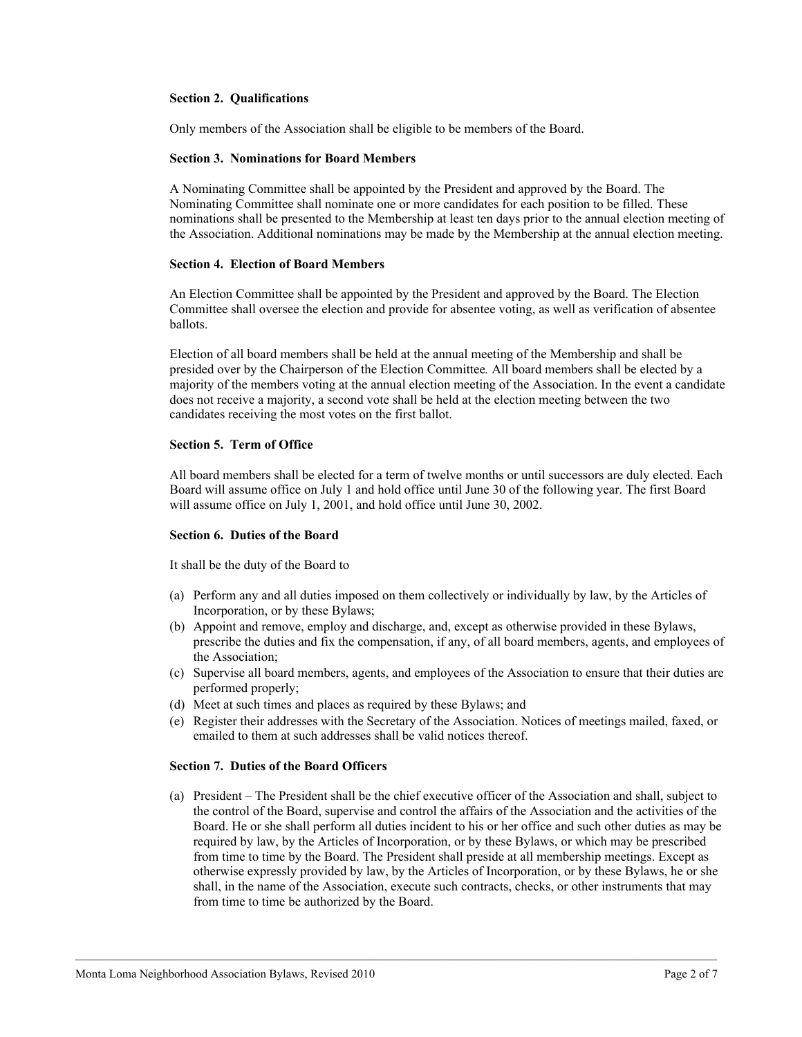**Section 2. Qualifications**

Only members of the Association shall be eligible to be members of the Board.

**Section 3. Nominations for Board Members**

A Nominating Committee shall be appointed by the President and approved by the Board. The Nominating Committee shall nominate one or more candidates for each position to be filled. These nominations shall be presented to the Membership at least ten days prior to the annual election meeting of the Association. Additional nominations may be made by the Membership at the annual election meeting.

**Section 4. Election of Board Members**

An Election Committee shall be appointed by the President and approved by the Board. The Election Committee shall oversee the election and provide for absentee voting, as well as verification of absentee ballots.

Election of all board members shall be held at the annual meeting of the Membership and shall be presided over by the Chairperson of the Election Committee. All board members shall be elected by a majority of the members voting at the annual election meeting of the Association. In the event a candidate does not receive a majority, a second vote shall be held at the election meeting between the two candidates receiving the most votes on the first ballot.

**Section 5. Term of Office**

All board members shall be elected for a term of twelve months or until successors are duly elected. Each Board will assume office on July 1 and hold office until June 30 of the following year. The first Board will assume office on July 1, 2001, and hold office until June 30, 2002.

**Section 6. Duties of the Board**

It shall be the duty of the Board to

(a) Perform any and all duties imposed on them collectively or individually by law, by the Articles of Incorporation, or by these Bylaws;
(b) Appoint and remove, employ and discharge, and, except as otherwise provided in these Bylaws, prescribe the duties and fix the compensation, if any, of all board members, agents, and employees of the Association;
(c) Supervise all board members, agents, and employees of the Association to ensure that their duties are performed properly;
(d) Meet at such times and places as required by these Bylaws; and
(e) Register their addresses with the Secretary of the Association. Notices of meetings mailed, faxed, or emailed to them at such addresses shall be valid notices thereof.

**Section 7. Duties of the Board Officers**

(a) President – The President shall be the chief executive officer of the Association and shall, subject to the control of the Board, supervise and control the affairs of the Association and the activities of the Board. He or she shall perform all duties incident to his or her office and such other duties as may be required by law, by the Articles of Incorporation, or by these Bylaws, or which may be prescribed from time to time by the Board. The President shall preside at all membership meetings. Except as otherwise expressly provided by law, by the Articles of Incorporation, or by these Bylaws, he or she shall, in the name of the Association, execute such contracts, checks, or other instruments that may from time to time be authorized by the Board.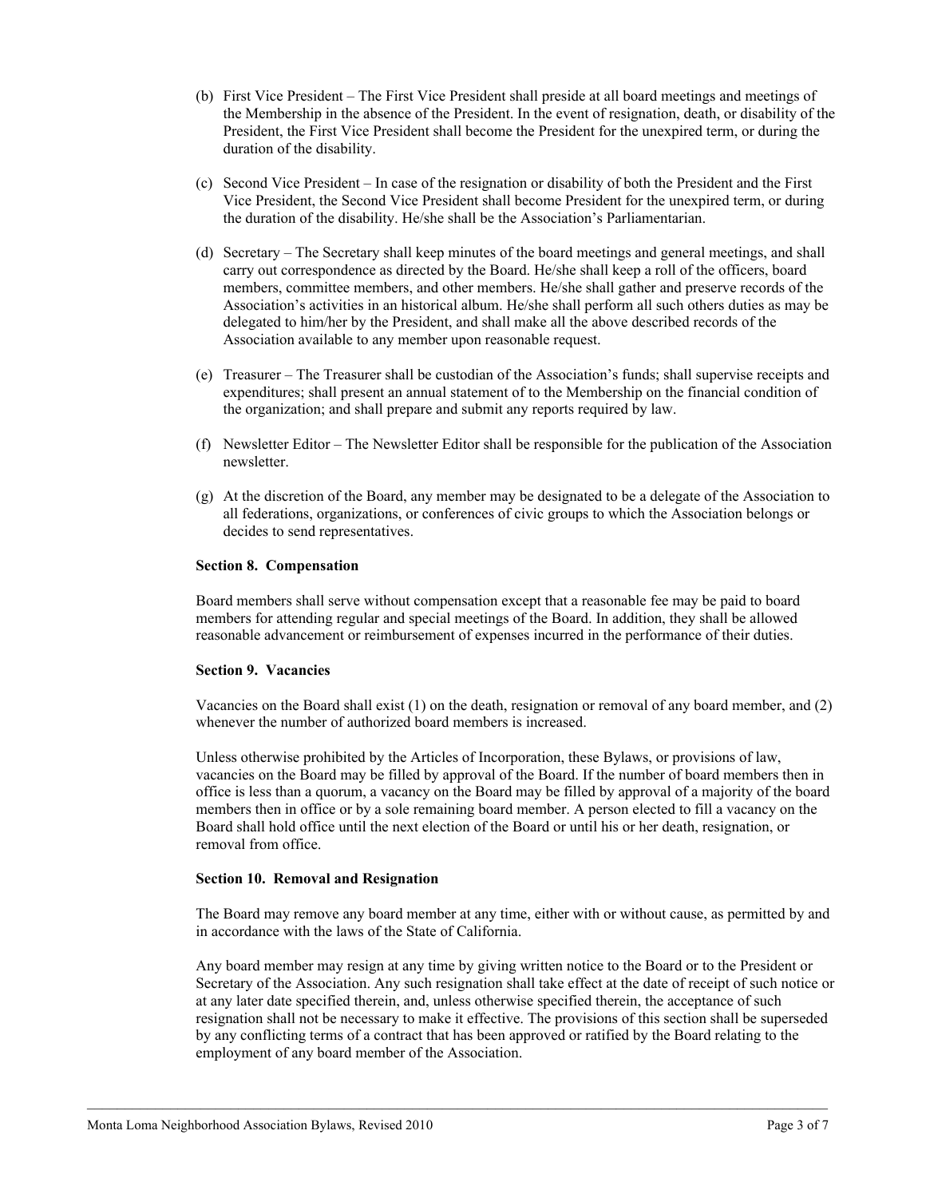(b) First Vice President – The First Vice President shall preside at all board meetings and meetings of the Membership in the absence of the President. In the event of resignation, death, or disability of the President, the First Vice President shall become the President for the unexpired term, or during the duration of the disability.

(c) Second Vice President – In case of the resignation or disability of both the President and the First Vice President, the Second Vice President shall become President for the unexpired term, or during the duration of the disability. He/she shall be the Association's Parliamentarian.

(d) Secretary – The Secretary shall keep minutes of the board meetings and general meetings, and shall carry out correspondence as directed by the Board. He/she shall keep a roll of the officers, board members, committee members, and other members. He/she shall gather and preserve records of the Association's activities in an historical album. He/she shall perform all such others duties as may be delegated to him/her by the President, and shall make all the above described records of the Association available to any member upon reasonable request.

(e) Treasurer – The Treasurer shall be custodian of the Association's funds; shall supervise receipts and expenditures; shall present an annual statement of to the Membership on the financial condition of the organization; and shall prepare and submit any reports required by law.

(f) Newsletter Editor – The Newsletter Editor shall be responsible for the publication of the Association newsletter.

(g) At the discretion of the Board, any member may be designated to be a delegate of the Association to all federations, organizations, or conferences of civic groups to which the Association belongs or decides to send representatives.

**Section 8. Compensation**

Board members shall serve without compensation except that a reasonable fee may be paid to board members for attending regular and special meetings of the Board. In addition, they shall be allowed reasonable advancement or reimbursement of expenses incurred in the performance of their duties.

**Section 9. Vacancies**

Vacancies on the Board shall exist (1) on the death, resignation or removal of any board member, and (2) whenever the number of authorized board members is increased.

Unless otherwise prohibited by the Articles of Incorporation, these Bylaws, or provisions of law, vacancies on the Board may be filled by approval of the Board. If the number of board members then in office is less than a quorum, a vacancy on the Board may be filled by approval of a majority of the board members then in office or by a sole remaining board member. A person elected to fill a vacancy on the Board shall hold office until the next election of the Board or until his or her death, resignation, or removal from office.

**Section 10. Removal and Resignation**

The Board may remove any board member at any time, either with or without cause, as permitted by and in accordance with the laws of the State of California.

Any board member may resign at any time by giving written notice to the Board or to the President or Secretary of the Association. Any such resignation shall take effect at the date of receipt of such notice or at any later date specified therein, and, unless otherwise specified therein, the acceptance of such resignation shall not be necessary to make it effective. The provisions of this section shall be superseded by any conflicting terms of a contract that has been approved or ratified by the Board relating to the employment of any board member of the Association.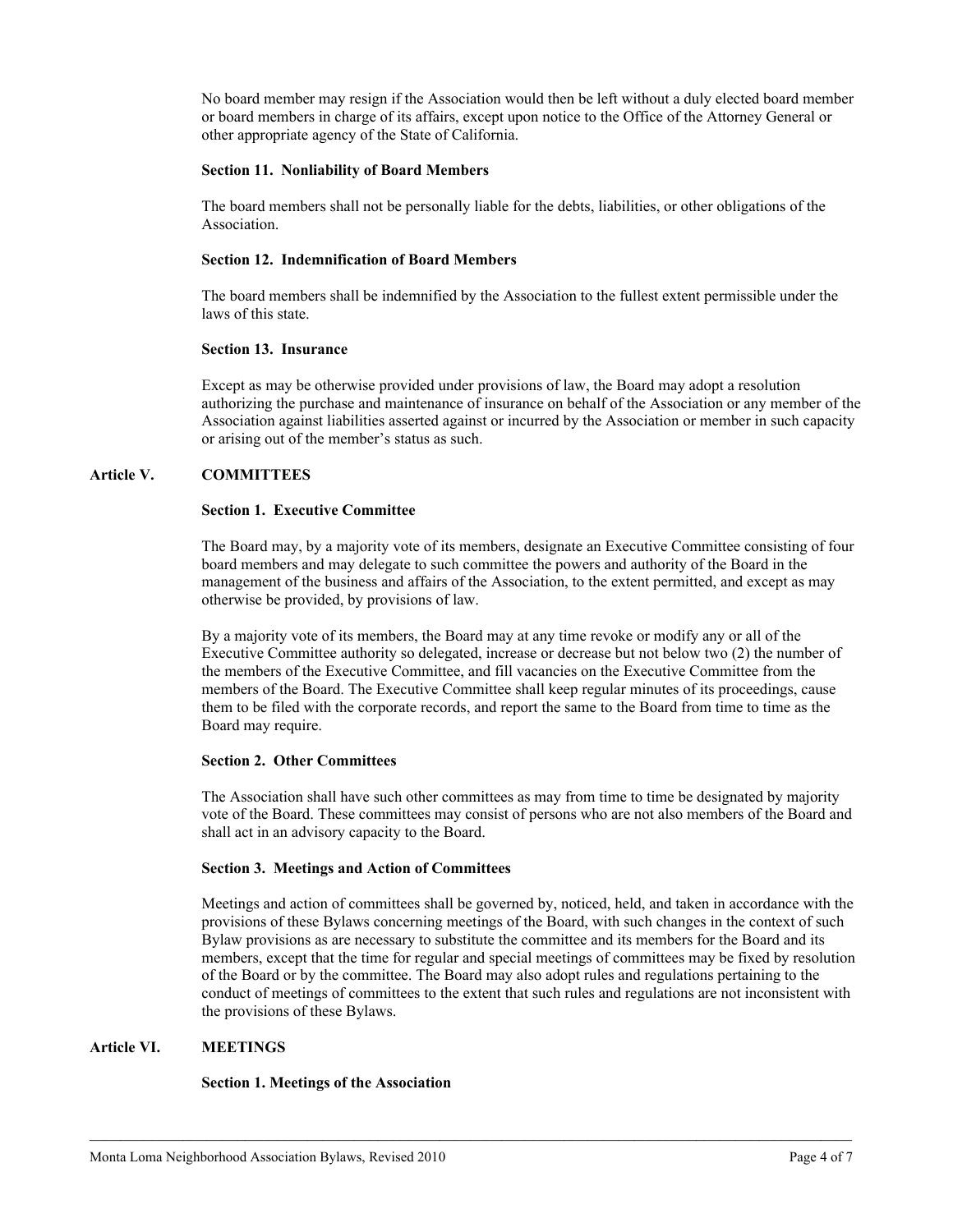No board member may resign if the Association would then be left without a duly elected board member or board members in charge of its affairs, except upon notice to the Office of the Attorney General or other appropriate agency of the State of California.

**Section 11. Nonliability of Board Members**

The board members shall not be personally liable for the debts, liabilities, or other obligations of the Association.

**Section 12. Indemnification of Board Members**

The board members shall be indemnified by the Association to the fullest extent permissible under the laws of this state.

**Section 13. Insurance**

Except as may be otherwise provided under provisions of law, the Board may adopt a resolution authorizing the purchase and maintenance of insurance on behalf of the Association or any member of the Association against liabilities asserted against or incurred by the Association or member in such capacity or arising out of the member's status as such.

## Article V. COMMITTEES

**Section 1. Executive Committee**

The Board may, by a majority vote of its members, designate an Executive Committee consisting of four board members and may delegate to such committee the powers and authority of the Board in the management of the business and affairs of the Association, to the extent permitted, and except as may otherwise be provided, by provisions of law.

By a majority vote of its members, the Board may at any time revoke or modify any or all of the Executive Committee authority so delegated, increase or decrease but not below two (2) the number of the members of the Executive Committee, and fill vacancies on the Executive Committee from the members of the Board. The Executive Committee shall keep regular minutes of its proceedings, cause them to be filed with the corporate records, and report the same to the Board from time to time as the Board may require.

**Section 2. Other Committees**

The Association shall have such other committees as may from time to time be designated by majority vote of the Board. These committees may consist of persons who are not also members of the Board and shall act in an advisory capacity to the Board.

**Section 3. Meetings and Action of Committees**

Meetings and action of committees shall be governed by, noticed, held, and taken in accordance with the provisions of these Bylaws concerning meetings of the Board, with such changes in the context of such Bylaw provisions as are necessary to substitute the committee and its members for the Board and its members, except that the time for regular and special meetings of committees may be fixed by resolution of the Board or by the committee. The Board may also adopt rules and regulations pertaining to the conduct of meetings of committees to the extent that such rules and regulations are not inconsistent with the provisions of these Bylaws.

## Article VI. MEETINGS

**Section 1. Meetings of the Association**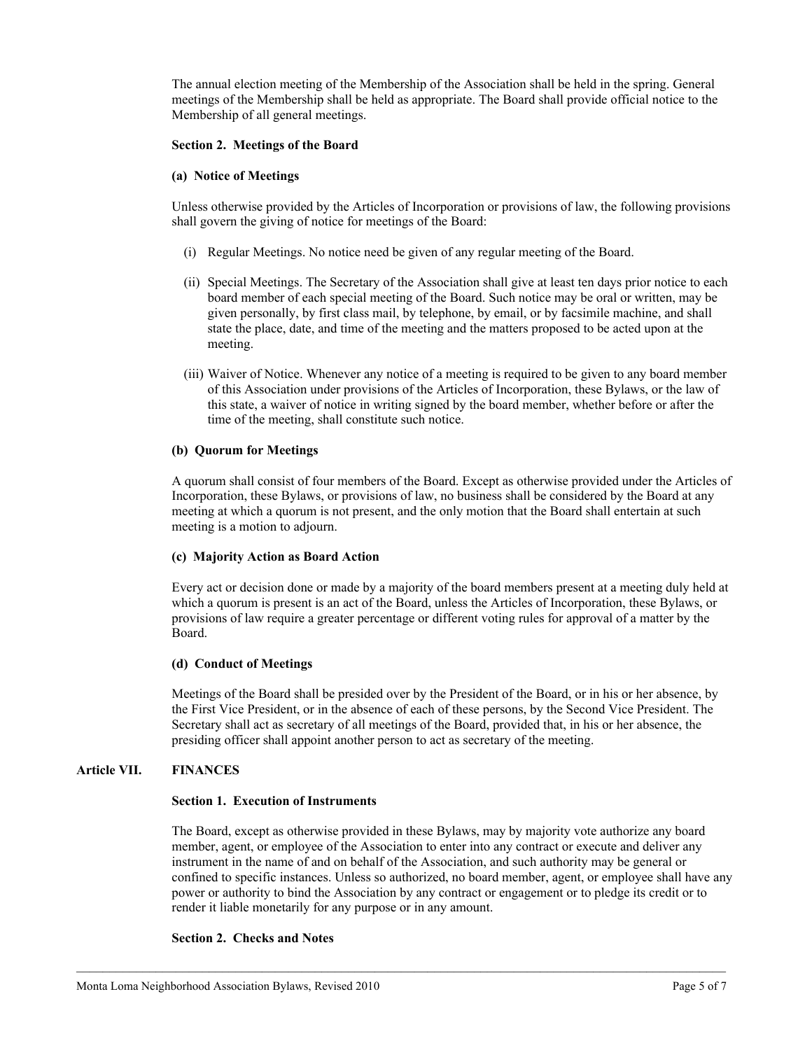The annual election meeting of the Membership of the Association shall be held in the spring. General meetings of the Membership shall be held as appropriate. The Board shall provide official notice to the Membership of all general meetings.

### Section 2. Meetings of the Board

#### (a) Notice of Meetings

Unless otherwise provided by the Articles of Incorporation or provisions of law, the following provisions shall govern the giving of notice for meetings of the Board:

(i) Regular Meetings. No notice need be given of any regular meeting of the Board.

(ii) Special Meetings. The Secretary of the Association shall give at least ten days prior notice to each board member of each special meeting of the Board. Such notice may be oral or written, may be given personally, by first class mail, by telephone, by email, or by facsimile machine, and shall state the place, date, and time of the meeting and the matters proposed to be acted upon at the meeting.

(iii) Waiver of Notice. Whenever any notice of a meeting is required to be given to any board member of this Association under provisions of the Articles of Incorporation, these Bylaws, or the law of this state, a waiver of notice in writing signed by the board member, whether before or after the time of the meeting, shall constitute such notice.

#### (b) Quorum for Meetings

A quorum shall consist of four members of the Board. Except as otherwise provided under the Articles of Incorporation, these Bylaws, or provisions of law, no business shall be considered by the Board at any meeting at which a quorum is not present, and the only motion that the Board shall entertain at such meeting is a motion to adjourn.

#### (c) Majority Action as Board Action

Every act or decision done or made by a majority of the board members present at a meeting duly held at which a quorum is present is an act of the Board, unless the Articles of Incorporation, these Bylaws, or provisions of law require a greater percentage or different voting rules for approval of a matter by the Board.

#### (d) Conduct of Meetings

Meetings of the Board shall be presided over by the President of the Board, or in his or her absence, by the First Vice President, or in the absence of each of these persons, by the Second Vice President. The Secretary shall act as secretary of all meetings of the Board, provided that, in his or her absence, the presiding officer shall appoint another person to act as secretary of the meeting.

## Article VII. FINANCES

### Section 1. Execution of Instruments

The Board, except as otherwise provided in these Bylaws, may by majority vote authorize any board member, agent, or employee of the Association to enter into any contract or execute and deliver any instrument in the name of and on behalf of the Association, and such authority may be general or confined to specific instances. Unless so authorized, no board member, agent, or employee shall have any power or authority to bind the Association by any contract or engagement or to pledge its credit or to render it liable monetarily for any purpose or in any amount.

### Section 2. Checks and Notes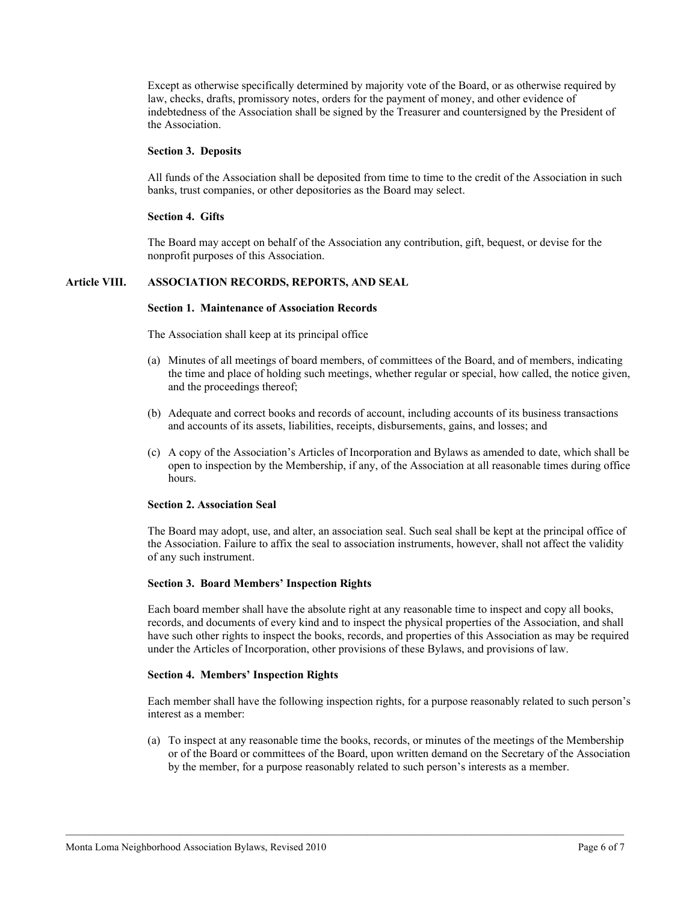Except as otherwise specifically determined by majority vote of the Board, or as otherwise required by law, checks, drafts, promissory notes, orders for the payment of money, and other evidence of indebtedness of the Association shall be signed by the Treasurer and countersigned by the President of the Association.

**Section 3. Deposits**

All funds of the Association shall be deposited from time to time to the credit of the Association in such banks, trust companies, or other depositories as the Board may select.

**Section 4. Gifts**

The Board may accept on behalf of the Association any contribution, gift, bequest, or devise for the nonprofit purposes of this Association.

## Article VIII. ASSOCIATION RECORDS, REPORTS, AND SEAL

**Section 1. Maintenance of Association Records**

The Association shall keep at its principal office

(a) Minutes of all meetings of board members, of committees of the Board, and of members, indicating the time and place of holding such meetings, whether regular or special, how called, the notice given, and the proceedings thereof;

(b) Adequate and correct books and records of account, including accounts of its business transactions and accounts of its assets, liabilities, receipts, disbursements, gains, and losses; and

(c) A copy of the Association's Articles of Incorporation and Bylaws as amended to date, which shall be open to inspection by the Membership, if any, of the Association at all reasonable times during office hours.

**Section 2. Association Seal**

The Board may adopt, use, and alter, an association seal. Such seal shall be kept at the principal office of the Association. Failure to affix the seal to association instruments, however, shall not affect the validity of any such instrument.

**Section 3. Board Members' Inspection Rights**

Each board member shall have the absolute right at any reasonable time to inspect and copy all books, records, and documents of every kind and to inspect the physical properties of the Association, and shall have such other rights to inspect the books, records, and properties of this Association as may be required under the Articles of Incorporation, other provisions of these Bylaws, and provisions of law.

**Section 4. Members' Inspection Rights**

Each member shall have the following inspection rights, for a purpose reasonably related to such person's interest as a member:

(a) To inspect at any reasonable time the books, records, or minutes of the meetings of the Membership or of the Board or committees of the Board, upon written demand on the Secretary of the Association by the member, for a purpose reasonably related to such person's interests as a member.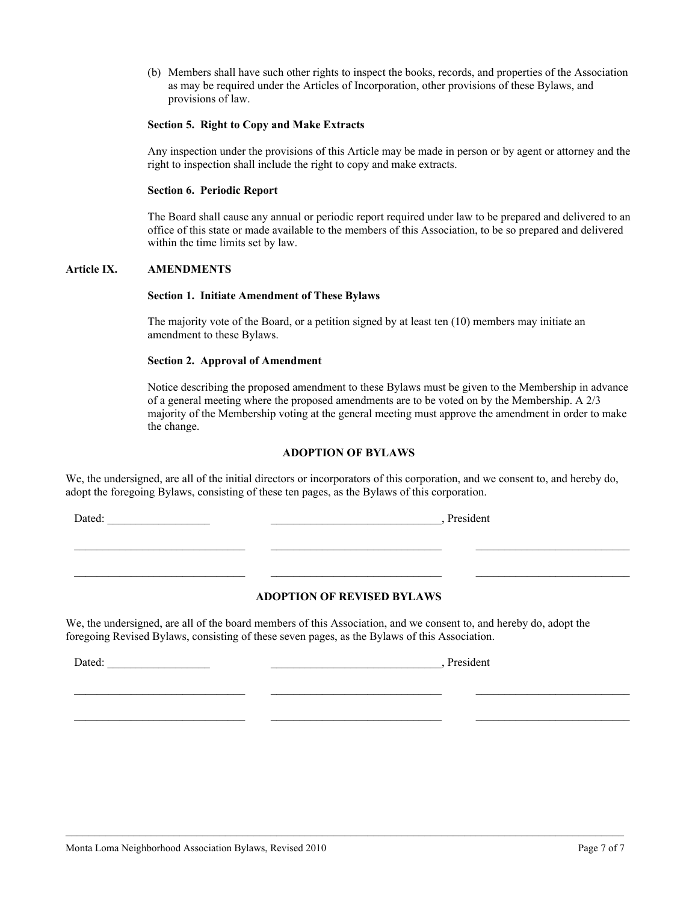(b) Members shall have such other rights to inspect the books, records, and properties of the Association as may be required under the Articles of Incorporation, other provisions of these Bylaws, and provisions of law.

**Section 5. Right to Copy and Make Extracts**

Any inspection under the provisions of this Article may be made in person or by agent or attorney and the right to inspection shall include the right to copy and make extracts.

**Section 6. Periodic Report**

The Board shall cause any annual or periodic report required under law to be prepared and delivered to an office of this state or made available to the members of this Association, to be so prepared and delivered within the time limits set by law.

## Article IX. AMENDMENTS

**Section 1. Initiate Amendment of These Bylaws**

The majority vote of the Board, or a petition signed by at least ten (10) members may initiate an amendment to these Bylaws.

**Section 2. Approval of Amendment**

Notice describing the proposed amendment to these Bylaws must be given to the Membership in advance of a general meeting where the proposed amendments are to be voted on by the Membership. A 2/3 majority of the Membership voting at the general meeting must approve the amendment in order to make the change.

## ADOPTION OF BYLAWS

We, the undersigned, are all of the initial directors or incorporators of this corporation, and we consent to, and hereby do, adopt the foregoing Bylaws, consisting of these ten pages, as the Bylaws of this corporation.

Dated: __________________ ______________________________, President

______________________________ ______________________________ ___________________________

______________________________ ______________________________ ___________________________

## ADOPTION OF REVISED BYLAWS

We, the undersigned, are all of the board members of this Association, and we consent to, and hereby do, adopt the foregoing Revised Bylaws, consisting of these seven pages, as the Bylaws of this Association.

Dated: __________________ ______________________________, President

______________________________ ______________________________ ___________________________

______________________________ ______________________________ ___________________________